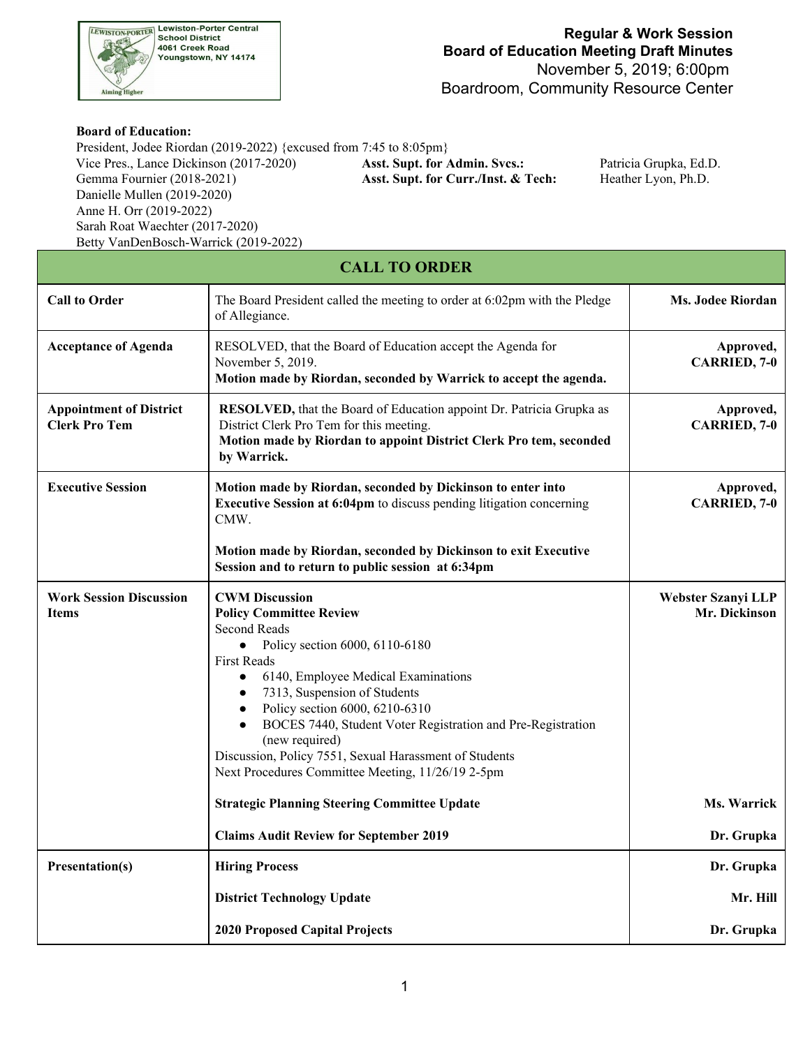Lewiston-Porter Central School District
4061 Creek Road
Youngstown, NY 14174

# Regular & Work Session Board of Education Meeting Draft Minutes

November 5, 2019; 6:00pm
Boardroom, Community Resource Center

**Board of Education:**

President, Jodee Riordan (2019-2022) {excused from 7:45 to 8:05pm}
Vice Pres., Lance Dickinson (2017-2020)
Gemma Fournier (2018-2021)
Danielle Mullen (2019-2020)
Anne H. Orr (2019-2022)
Sarah Roat Waechter (2017-2020)
Betty VanDenBosch-Warrick (2019-2022)

**Asst. Supt. for Admin. Svcs.:** Patricia Grupka, Ed.D.
**Asst. Supt. for Curr./Inst. & Tech:** Heather Lyon, Ph.D.

## CALL TO ORDER

| | | |
|---|---|---|
| **Call to Order** | The Board President called the meeting to order at 6:02pm with the Pledge of Allegiance. | **Ms. Jodee Riordan** |
| **Acceptance of Agenda** | RESOLVED, that the Board of Education accept the Agenda for November 5, 2019.<br>**Motion made by Riordan, seconded by Warrick to accept the agenda.** | **Approved, CARRIED, 7-0** |
| **Appointment of District Clerk Pro Tem** | **RESOLVED,** that the Board of Education appoint Dr. Patricia Grupka as District Clerk Pro Tem for this meeting.<br>**Motion made by Riordan to appoint District Clerk Pro tem, seconded by Warrick.** | **Approved, CARRIED, 7-0** |
| **Executive Session** | **Motion made by Riordan, seconded by Dickinson to enter into Executive Session at 6:04pm** to discuss pending litigation concerning CMW.<br><br>**Motion made by Riordan, seconded by Dickinson to exit Executive Session and to return to public session at 6:34pm** | **Approved, CARRIED, 7-0** |
| **Work Session Discussion Items** | **CWM Discussion**<br>**Policy Committee Review**<br>Second Reads<br>• Policy section 6000, 6110-6180<br>First Reads<br>• 6140, Employee Medical Examinations<br>• 7313, Suspension of Students<br>• Policy section 6000, 6210-6310<br>• BOCES 7440, Student Voter Registration and Pre-Registration (new required)<br>Discussion, Policy 7551, Sexual Harassment of Students<br>Next Procedures Committee Meeting, 11/26/19 2-5pm<br><br>**Strategic Planning Steering Committee Update**<br><br>**Claims Audit Review for September 2019** | **Webster Szanyi LLP**<br>**Mr. Dickinson**<br><br><br><br><br><br><br><br><br><br><br>**Ms. Warrick**<br><br>**Dr. Grupka** |
| **Presentation(s)** | **Hiring Process**<br><br>**District Technology Update**<br><br>**2020 Proposed Capital Projects** | **Dr. Grupka**<br><br>**Mr. Hill**<br><br>**Dr. Grupka** |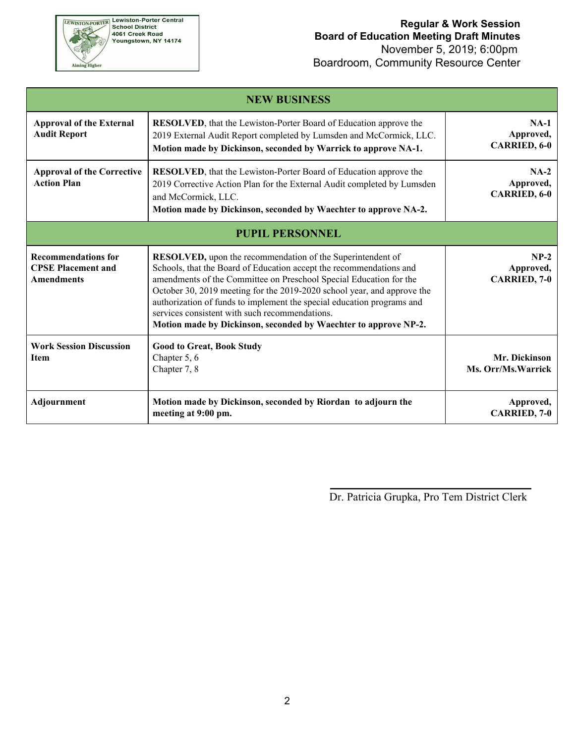Lewiston-Porter Central School District
4061 Creek Road
Youngstown, NY 14174

**Regular & Work Session**
**Board of Education Meeting Draft Minutes**
November 5, 2019; 6:00pm
Boardroom, Community Resource Center

| | | |
|---|---|---|
| **NEW BUSINESS** | | |
| **Approval of the External Audit Report** | **RESOLVED**, that the Lewiston-Porter Board of Education approve the 2019 External Audit Report completed by Lumsden and McCormick, LLC. **Motion made by Dickinson, seconded by Warrick to approve NA-1.** | **NA-1 Approved, CARRIED, 6-0** |
| **Approval of the Corrective Action Plan** | **RESOLVED**, that the Lewiston-Porter Board of Education approve the 2019 Corrective Action Plan for the External Audit completed by Lumsden and McCormick, LLC. **Motion made by Dickinson, seconded by Waechter to approve NA-2.** | **NA-2 Approved, CARRIED, 6-0** |
| **PUPIL PERSONNEL** | | |
| **Recommendations for CPSE Placement and Amendments** | **RESOLVED,** upon the recommendation of the Superintendent of Schools, that the Board of Education accept the recommendations and amendments of the Committee on Preschool Special Education for the October 30, 2019 meeting for the 2019-2020 school year, and approve the authorization of funds to implement the special education programs and services consistent with such recommendations. **Motion made by Dickinson, seconded by Waechter to approve NP-2.** | **NP-2 Approved, CARRIED, 7-0** |
| **Work Session Discussion Item** | **Good to Great, Book Study** Chapter 5, 6 Chapter 7, 8 | **Mr. Dickinson Ms. Orr/Ms.Warrick** |
| **Adjournment** | **Motion made by Dickinson, seconded by Riordan to adjourn the meeting at 9:00 pm.** | **Approved, CARRIED, 7-0** |

Dr. Patricia Grupka, Pro Tem District Clerk